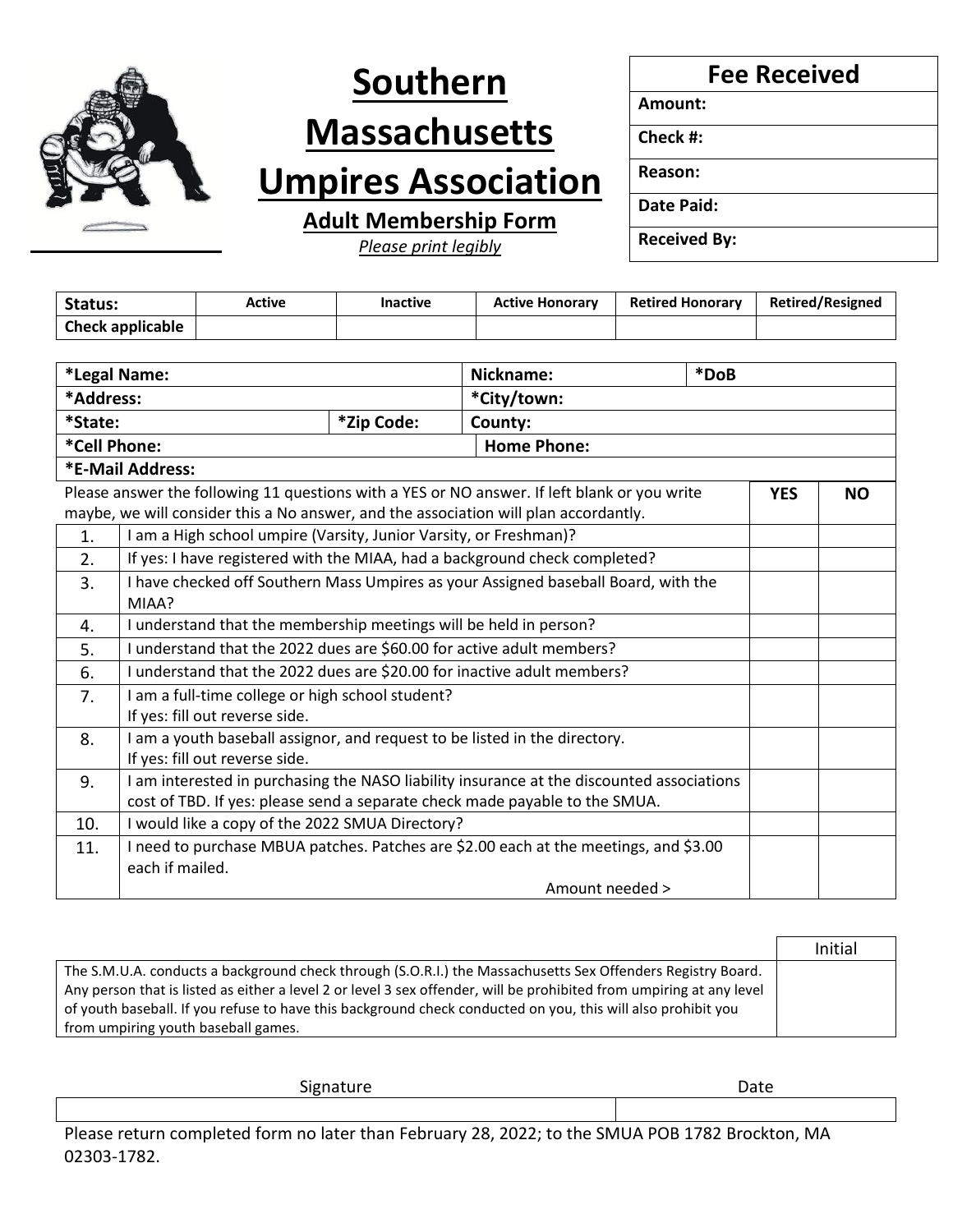# Southern Massachusetts Umpires Association

## Adult Membership Form

*Please print legibly*

| Fee Received |
|---|
| Amount: |
| Check #: |
| Reason: |
| Date Paid: |
| Received By: |

| Status: | Active | Inactive | Active Honorary | Retired Honorary | Retired/Resigned |
|---|---|---|---|---|---|
| Check applicable | | | | | |

| *Legal Name: | | Nickname: | *DoB |
|---|---|---|---|
| *Address: | | *City/town: | |
| *State: | *Zip Code: | County: | |
| *Cell Phone: | | Home Phone: | |
| *E-Mail Address: | | | |

| | Please answer the following 11 questions with a YES or NO answer. If left blank or you write maybe, we will consider this a No answer, and the association will plan accordantly. | YES | NO |
|---|---|---|---|
| 1. | I am a High school umpire (Varsity, Junior Varsity, or Freshman)? | | |
| 2. | If yes: I have registered with the MIAA, had a background check completed? | | |
| 3. | I have checked off Southern Mass Umpires as your Assigned baseball Board, with the MIAA? | | |
| 4. | I understand that the membership meetings will be held in person? | | |
| 5. | I understand that the 2022 dues are $60.00 for active adult members? | | |
| 6. | I understand that the 2022 dues are $20.00 for inactive adult members? | | |
| 7. | I am a full-time college or high school student? If yes: fill out reverse side. | | |
| 8. | I am a youth baseball assignor, and request to be listed in the directory. If yes: fill out reverse side. | | |
| 9. | I am interested in purchasing the NASO liability insurance at the discounted associations cost of TBD. If yes: please send a separate check made payable to the SMUA. | | |
| 10. | I would like a copy of the 2022 SMUA Directory? | | |
| 11. | I need to purchase MBUA patches. Patches are $2.00 each at the meetings, and $3.00 each if mailed. Amount needed > | | |

| | Initial |
|---|---|
| The S.M.U.A. conducts a background check through (S.O.R.I.) the Massachusetts Sex Offenders Registry Board. Any person that is listed as either a level 2 or level 3 sex offender, will be prohibited from umpiring at any level of youth baseball. If you refuse to have this background check conducted on you, this will also prohibit you from umpiring youth baseball games. | |

| Signature | Date |
|---|---|
| | |

Please return completed form no later than February 28, 2022; to the SMUA POB 1782 Brockton, MA 02303-1782.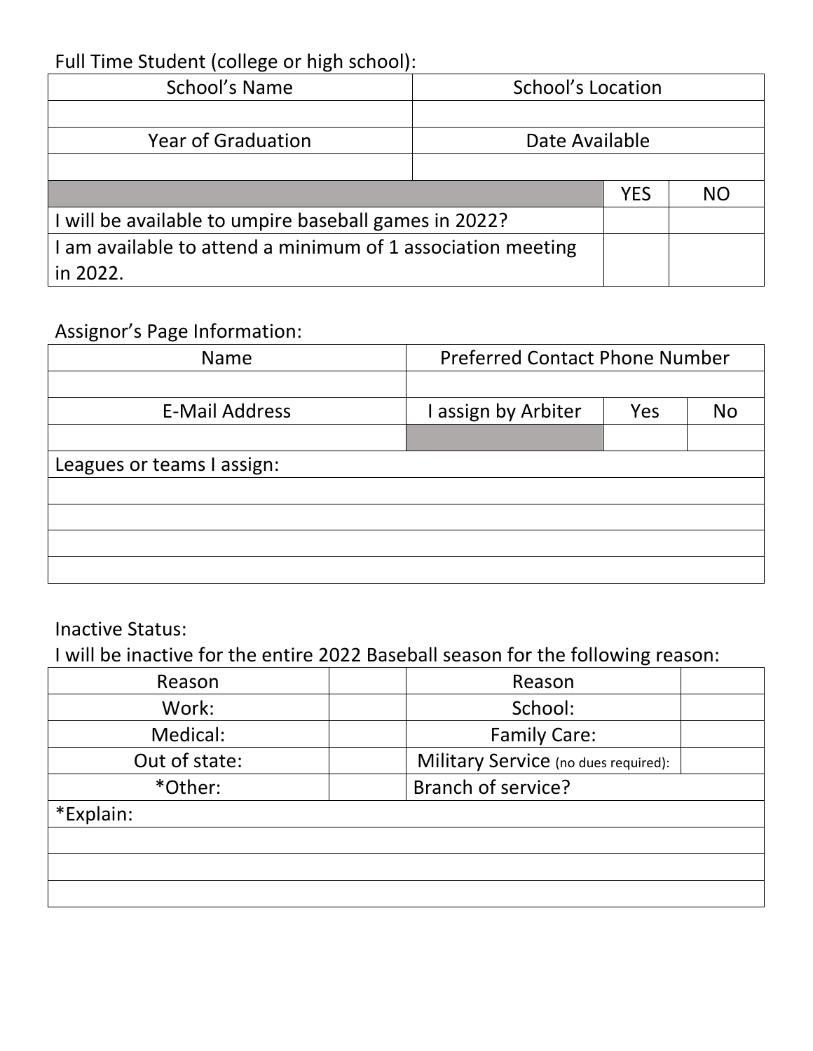Full Time Student (college or high school):

| School's Name | School's Location |
|---|---|
| | |
| Year of Graduation | Date Available |
| | |

| | YES | NO |
|---|---|---|
| I will be available to umpire baseball games in 2022? | | |
| I am available to attend a minimum of 1 association meeting in 2022. | | |

Assignor's Page Information:

| Name | Preferred Contact Phone Number | | |
|---|---|---|---|
| | | | |
| E-Mail Address | I assign by Arbiter | Yes | No |
| | | | |
| Leagues or teams I assign: | | | |
| | | | |
| | | | |
| | | | |
| | | | |

Inactive Status:

I will be inactive for the entire 2022 Baseball season for the following reason:

| Reason | | Reason | |
|---|---|---|---|
| Work: | | School: | |
| Medical: | | Family Care: | |
| Out of state: | | Military Service (no dues required): | |
| *Other: | | Branch of service? | |
| *Explain: | | | |
| | | | |
| | | | |
| | | | |